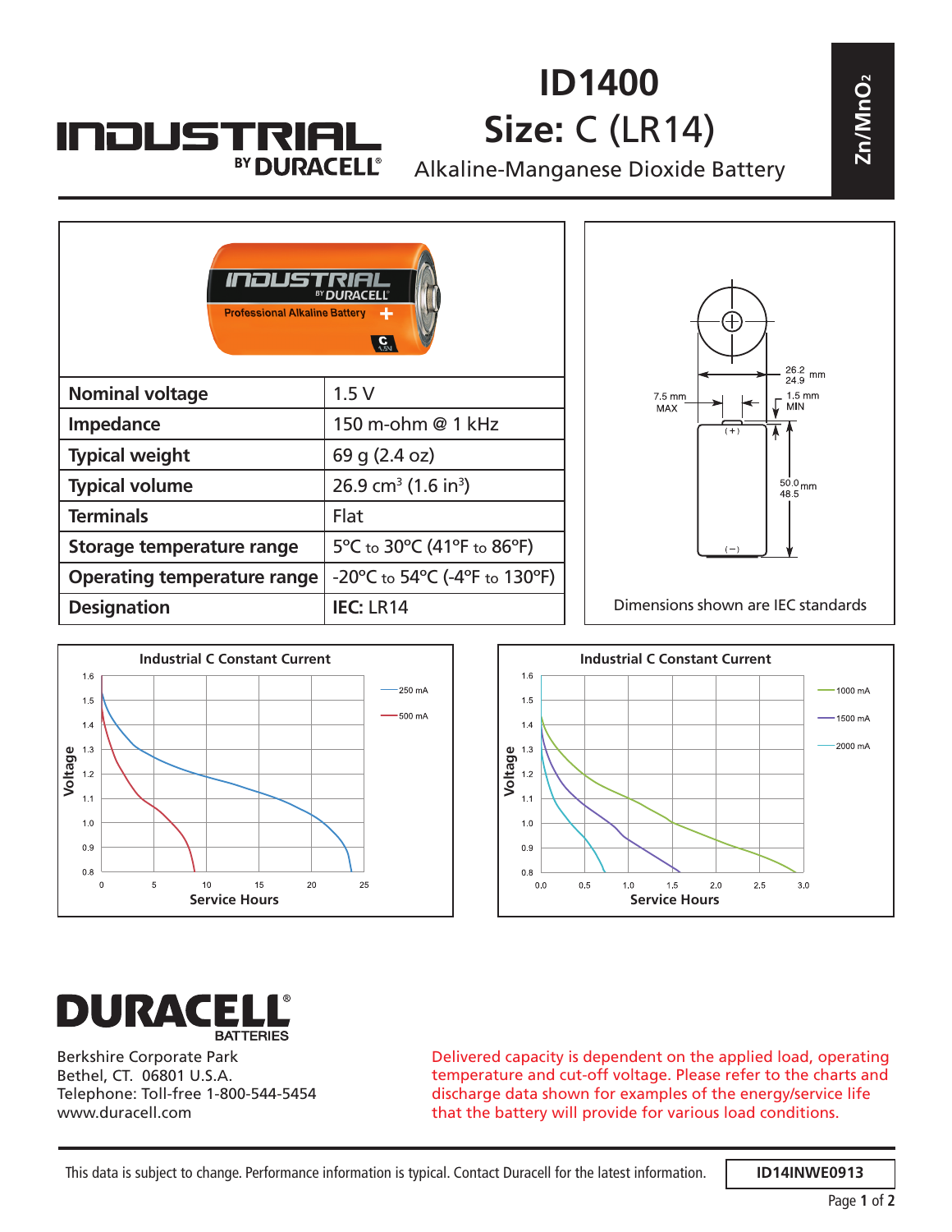# ID1400

## Size: C (LR14)

Alkaline-Manganese Dioxide Battery

$Zn/MnO_2$

| | |
|---|---|
| **Nominal voltage** | 1.5 V |
| **Impedance** | 150 m-ohm @ 1 kHz |
| **Typical weight** | 69 g (2.4 oz) |
| **Typical volume** | 26.9 cm$^3$ (1.6 in$^3$) |
| **Terminals** | Flat |
| **Storage temperature range** | 5°C to 30°C (41°F to 86°F) |
| **Operating temperature range** | -20°C to 54°C (-4°F to 130°F) |
| **Designation** | **IEC:** LR14 |

Diameter: 26.2 / 24.9 mm
Positive terminal: 7.5 mm MAX
Terminal height: 1.5 mm MIN
Height: 50.0 / 48.5 mm

Dimensions shown are IEC standards

**Industrial C Constant Current** (Voltage vs. Service Hours; 250 mA, 500 mA)

**Industrial C Constant Current** (Voltage vs. Service Hours; 1000 mA, 1500 mA, 2000 mA)

**DURACELL BATTERIES**

Berkshire Corporate Park
Bethel, CT. 06801 U.S.A.
Telephone: Toll-free 1-800-544-5454
www.duracell.com

Delivered capacity is dependent on the applied load, operating temperature and cut-off voltage. Please refer to the charts and discharge data shown for examples of the energy/service life that the battery will provide for various load conditions.

This data is subject to change. Performance information is typical. Contact Duracell for the latest information.

ID14INWE0913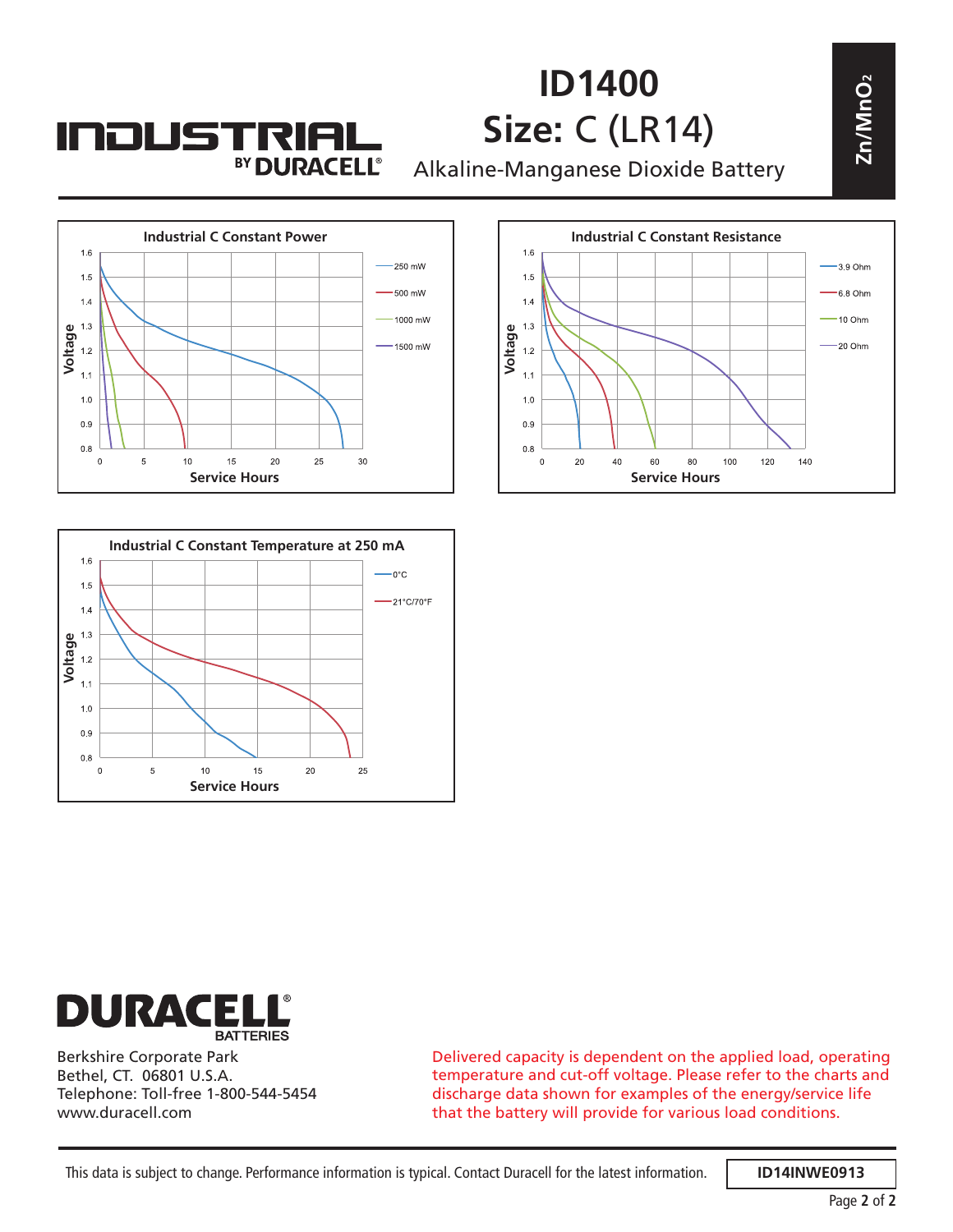# ID1400

## Size: C (LR14)

Alkaline-Manganese Dioxide Battery

$Zn/MnO_2$

INDUSTRIAL BY DURACELL®

**Industrial C Constant Power**

Voltage

1.6
1.5
1.4
1.3
1.2
1.1
1.0
0.9
0.8

0 5 10 15 20 25 30

Service Hours

250 mW
500 mW
1000 mW
1500 mW

**Industrial C Constant Resistance**

Voltage

1.6
1.5
1.4
1.3
1.2
1.1
1.0
0.9
0.8

0 20 40 60 80 100 120 140

Service Hours

3.9 Ohm
6.8 Ohm
10 Ohm
20 Ohm

**Industrial C Constant Temperature at 250 mA**

Voltage

1.6
1.5
1.4
1.3
1.2
1.1
1.0
0.9
0.8

0 5 10 15 20 25

Service Hours

0°C
21°C/70°F

DURACELL® BATTERIES

Berkshire Corporate Park
Bethel, CT. 06801 U.S.A.
Telephone: Toll-free 1-800-544-5454
www.duracell.com

Delivered capacity is dependent on the applied load, operating temperature and cut-off voltage. Please refer to the charts and discharge data shown for examples of the energy/service life that the battery will provide for various load conditions.

This data is subject to change. Performance information is typical. Contact Duracell for the latest information.

ID14INWE0913